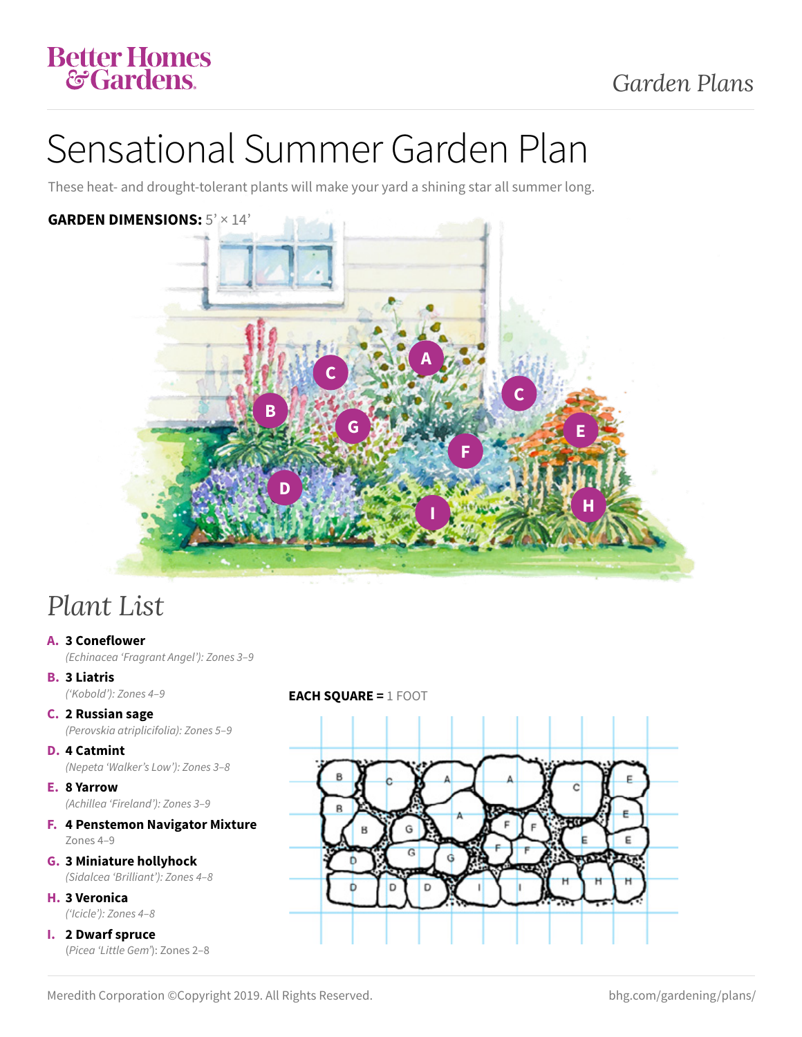Better Homes & Gardens

*Garden Plans*

# Sensational Summer Garden Plan

These heat- and drought-tolerant plants will make your yard a shining star all summer long.

**GARDEN DIMENSIONS:** 5' × 14'

## *Plant List*

**A. 3 Coneflower**
*(Echinacea 'Fragrant Angel'): Zones 3–9*

**B. 3 Liatris**
*('Kobold'): Zones 4–9*

**C. 2 Russian sage**
*(Perovskia atriplicifolia): Zones 5–9*

**D. 4 Catmint**
*(Nepeta 'Walker's Low'): Zones 3–8*

**E. 8 Yarrow**
*(Achillea 'Fireland'): Zones 3–9*

**F. 4 Penstemon Navigator Mixture**
Zones 4–9

**G. 3 Miniature hollyhock**
*(Sidalcea 'Brilliant'): Zones 4–8*

**H. 3 Veronica**
*('Icicle'): Zones 4–8*

**I. 2 Dwarf spruce**
(*Picea 'Little Gem'*): Zones 2–8

**EACH SQUARE =** 1 FOOT

Meredith Corporation ©Copyright 2019. All Rights Reserved.

bhg.com/gardening/plans/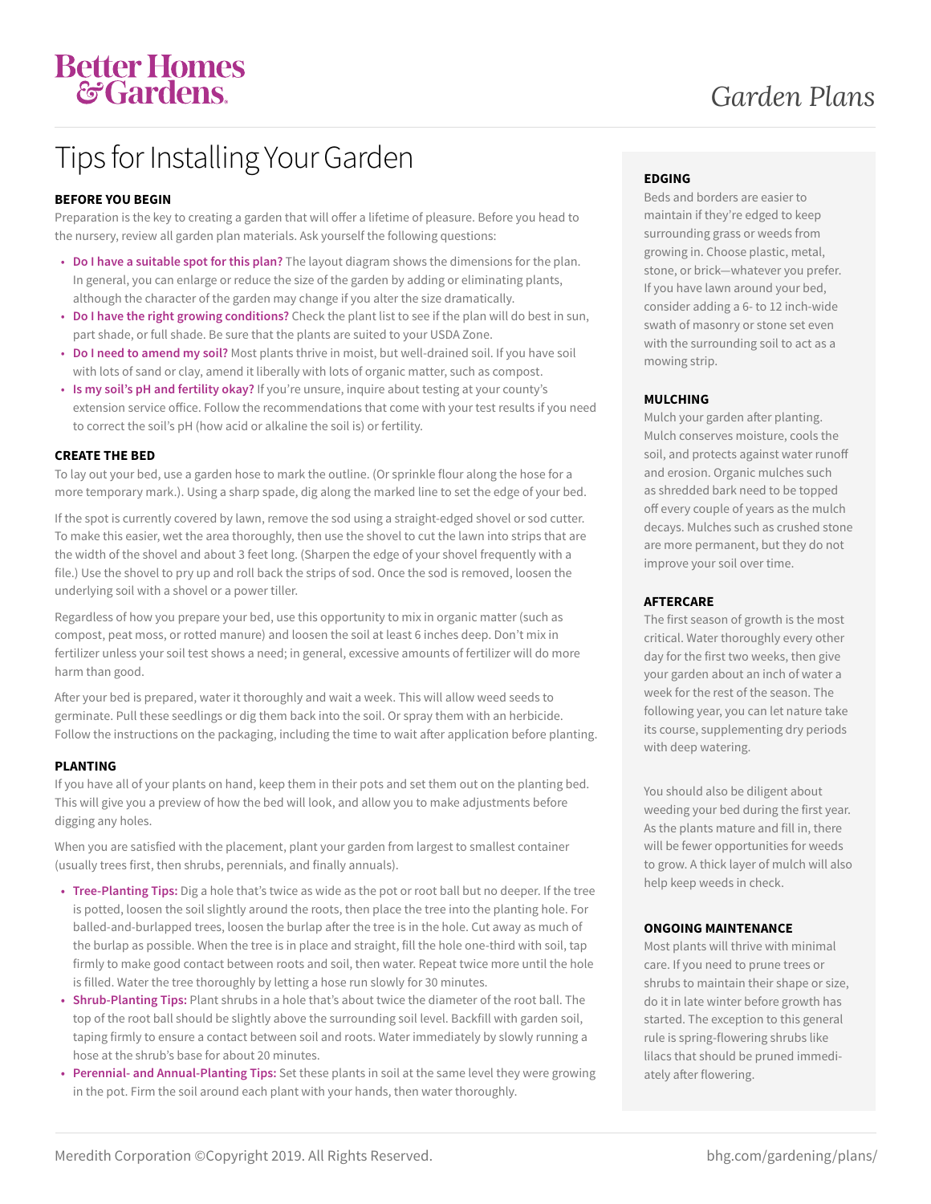# Tips for Installing Your Garden

## BEFORE YOU BEGIN

Preparation is the key to creating a garden that will offer a lifetime of pleasure. Before you head to the nursery, review all garden plan materials. Ask yourself the following questions:

- **Do I have a suitable spot for this plan?** The layout diagram shows the dimensions for the plan. In general, you can enlarge or reduce the size of the garden by adding or eliminating plants, although the character of the garden may change if you alter the size dramatically.
- **Do I have the right growing conditions?** Check the plant list to see if the plan will do best in sun, part shade, or full shade. Be sure that the plants are suited to your USDA Zone.
- **Do I need to amend my soil?** Most plants thrive in moist, but well-drained soil. If you have soil with lots of sand or clay, amend it liberally with lots of organic matter, such as compost.
- **Is my soil's pH and fertility okay?** If you're unsure, inquire about testing at your county's extension service office. Follow the recommendations that come with your test results if you need to correct the soil's pH (how acid or alkaline the soil is) or fertility.

## CREATE THE BED

To lay out your bed, use a garden hose to mark the outline. (Or sprinkle flour along the hose for a more temporary mark.). Using a sharp spade, dig along the marked line to set the edge of your bed.

If the spot is currently covered by lawn, remove the sod using a straight-edged shovel or sod cutter. To make this easier, wet the area thoroughly, then use the shovel to cut the lawn into strips that are the width of the shovel and about 3 feet long. (Sharpen the edge of your shovel frequently with a file.) Use the shovel to pry up and roll back the strips of sod. Once the sod is removed, loosen the underlying soil with a shovel or a power tiller.

Regardless of how you prepare your bed, use this opportunity to mix in organic matter (such as compost, peat moss, or rotted manure) and loosen the soil at least 6 inches deep. Don't mix in fertilizer unless your soil test shows a need; in general, excessive amounts of fertilizer will do more harm than good.

After your bed is prepared, water it thoroughly and wait a week. This will allow weed seeds to germinate. Pull these seedlings or dig them back into the soil. Or spray them with an herbicide. Follow the instructions on the packaging, including the time to wait after application before planting.

## PLANTING

If you have all of your plants on hand, keep them in their pots and set them out on the planting bed. This will give you a preview of how the bed will look, and allow you to make adjustments before digging any holes.

When you are satisfied with the placement, plant your garden from largest to smallest container (usually trees first, then shrubs, perennials, and finally annuals).

- **Tree-Planting Tips:** Dig a hole that's twice as wide as the pot or root ball but no deeper. If the tree is potted, loosen the soil slightly around the roots, then place the tree into the planting hole. For balled-and-burlapped trees, loosen the burlap after the tree is in the hole. Cut away as much of the burlap as possible. When the tree is in place and straight, fill the hole one-third with soil, tap firmly to make good contact between roots and soil, then water. Repeat twice more until the hole is filled. Water the tree thoroughly by letting a hose run slowly for 30 minutes.
- **Shrub-Planting Tips:** Plant shrubs in a hole that's about twice the diameter of the root ball. The top of the root ball should be slightly above the surrounding soil level. Backfill with garden soil, taping firmly to ensure a contact between soil and roots. Water immediately by slowly running a hose at the shrub's base for about 20 minutes.
- **Perennial- and Annual-Planting Tips:** Set these plants in soil at the same level they were growing in the pot. Firm the soil around each plant with your hands, then water thoroughly.

## EDGING

Beds and borders are easier to maintain if they're edged to keep surrounding grass or weeds from growing in. Choose plastic, metal, stone, or brick—whatever you prefer. If you have lawn around your bed, consider adding a 6- to 12 inch-wide swath of masonry or stone set even with the surrounding soil to act as a mowing strip.

## MULCHING

Mulch your garden after planting. Mulch conserves moisture, cools the soil, and protects against water runoff and erosion. Organic mulches such as shredded bark need to be topped off every couple of years as the mulch decays. Mulches such as crushed stone are more permanent, but they do not improve your soil over time.

## AFTERCARE

The first season of growth is the most critical. Water thoroughly every other day for the first two weeks, then give your garden about an inch of water a week for the rest of the season. The following year, you can let nature take its course, supplementing dry periods with deep watering.

You should also be diligent about weeding your bed during the first year. As the plants mature and fill in, there will be fewer opportunities for weeds to grow. A thick layer of mulch will also help keep weeds in check.

## ONGOING MAINTENANCE

Most plants will thrive with minimal care. If you need to prune trees or shrubs to maintain their shape or size, do it in late winter before growth has started. The exception to this general rule is spring-flowering shrubs like lilacs that should be pruned immediately after flowering.